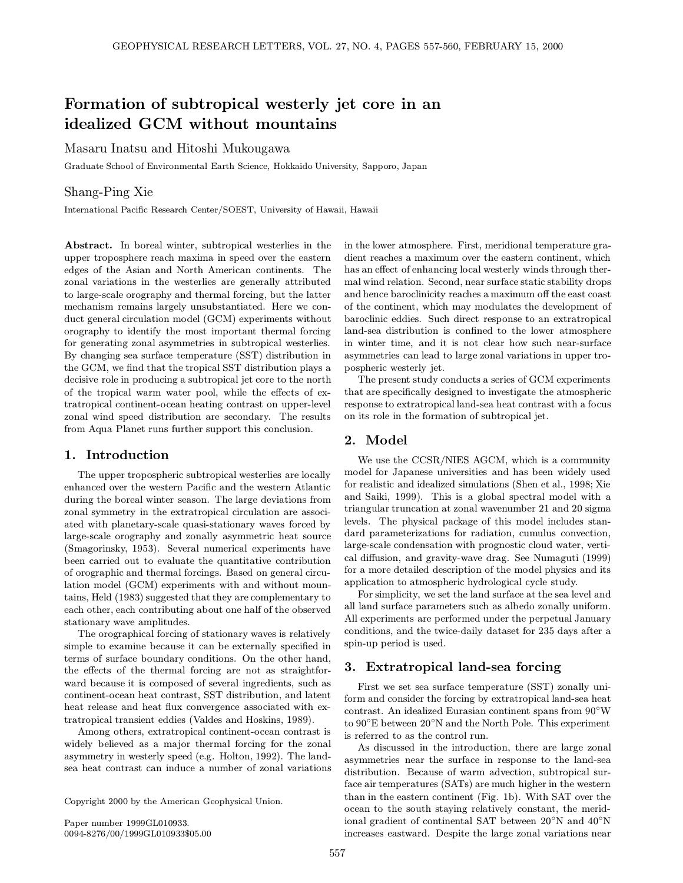// Formation of subtropical westerly jet core in an idealized GCM without mountains

# Formation of subtropical westerly jet core in an idealized GCM without mountains

Masaru Inatsu and Hitoshi Mukougawa

Graduate School of Environmental Earth Science, Hokkaido University, Sapporo, Japan

Shang-Ping Xie

International Pacific Research Center/SOEST, University of Hawaii, Hawaii

**Abstract.** In boreal winter, subtropical westerlies in the upper troposphere reach maxima in speed over the eastern edges of the Asian and North American continents. The zonal variations in the westerlies are generally attributed to large-scale orography and thermal forcing, but the latter mechanism remains largely unsubstantiated. Here we conduct general circulation model (GCM) experiments without orography to identify the most important thermal forcing for generating zonal asymmetries in subtropical westerlies. By changing sea surface temperature (SST) distribution in the GCM, we find that the tropical SST distribution plays a decisive role in producing a subtropical jet core to the north of the tropical warm water pool, while the effects of extratropical continent-ocean heating contrast on upper-level zonal wind speed distribution are secondary. The results from Aqua Planet runs further support this conclusion.

## 1. Introduction

The upper tropospheric subtropical westerlies are locally enhanced over the western Pacific and the western Atlantic during the boreal winter season. The large deviations from zonal symmetry in the extratropical circulation are associated with planetary-scale quasi-stationary waves forced by large-scale orography and zonally asymmetric heat source (Smagorinsky, 1953). Several numerical experiments have been carried out to evaluate the quantitative contribution of orographic and thermal forcings. Based on general circulation model (GCM) experiments with and without mountains, Held (1983) suggested that they are complementary to each other, each contributing about one half of the observed stationary wave amplitudes.

The orographical forcing of stationary waves is relatively simple to examine because it can be externally specified in terms of surface boundary conditions. On the other hand, the effects of the thermal forcing are not as straightforward because it is composed of several ingredients, such as continent-ocean heat contrast, SST distribution, and latent heat release and heat flux convergence associated with extratropical transient eddies (Valdes and Hoskins, 1989).

Among others, extratropical continent-ocean contrast is widely believed as a major thermal forcing for the zonal asymmetry in westerly speed (e.g. Holton, 1992). The land-sea heat contrast can induce a number of zonal variations in the lower atmosphere. First, meridional temperature gradient reaches a maximum over the eastern continent, which has an effect of enhancing local westerly winds through thermal wind relation. Second, near surface static stability drops and hence baroclinicity reaches a maximum off the east coast of the continent, which may modulates the development of baroclinic eddies. Such direct response to an extratropical land-sea distribution is confined to the lower atmosphere in winter time, and it is not clear how such near-surface asymmetries can lead to large zonal variations in upper tropospheric westerly jet.

The present study conducts a series of GCM experiments that are specifically designed to investigate the atmospheric response to extratropical land-sea heat contrast with a focus on its role in the formation of subtropical jet.

## 2. Model

We use the CCSR/NIES AGCM, which is a community model for Japanese universities and has been widely used for realistic and idealized simulations (Shen et al., 1998; Xie and Saiki, 1999). This is a global spectral model with a triangular truncation at zonal wavenumber 21 and 20 sigma levels. The physical package of this model includes standard parameterizations for radiation, cumulus convection, large-scale condensation with prognostic cloud water, vertical diffusion, and gravity-wave drag. See Numaguti (1999) for a more detailed description of the model physics and its application to atmospheric hydrological cycle study.

For simplicity, we set the land surface at the sea level and all land surface parameters such as albedo zonally uniform. All experiments are performed under the perpetual January conditions, and the twice-daily dataset for 235 days after a spin-up period is used.

## 3. Extratropical land-sea forcing

First we set sea surface temperature (SST) zonally uniform and consider the forcing by extratropical land-sea heat contrast. An idealized Eurasian continent spans from 90°W to 90°E between 20°N and the North Pole. This experiment is referred to as the control run.

As discussed in the introduction, there are large zonal asymmetries near the surface in response to the land-sea distribution. Because of warm advection, subtropical surface air temperatures (SATs) are much higher in the western than in the eastern continent (Fig. 1b). With SAT over the ocean to the south staying relatively constant, the meridional gradient of continental SAT between 20°N and 40°N increases eastward. Despite the large zonal variations near

Copyright 2000 by the American Geophysical Union.

Paper number 1999GL010933.
0094-8276/00/1999GL010933$05.00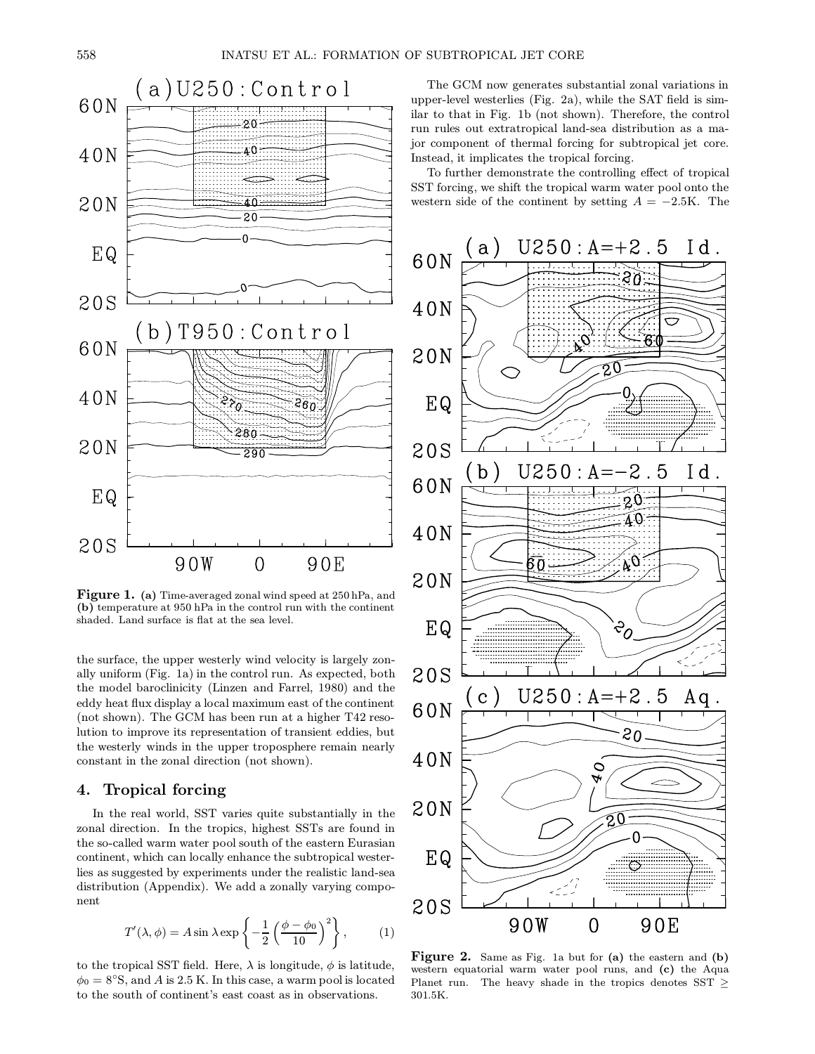the surface, the upper westerly wind velocity is largely zonally uniform (Fig. 1a) in the control run. As expected, both the model baroclinicity (Linzen and Farrel, 1980) and the eddy heat flux display a local maximum east of the continent (not shown). The GCM has been run at a higher T42 resolution to improve its representation of transient eddies, but the westerly winds in the upper troposphere remain nearly constant in the zonal direction (not shown).

**Figure 1.** **(a)** Time-averaged zonal wind speed at 250 hPa, and **(b)** temperature at 950 hPa in the control run with the continent shaded. Land surface is flat at the sea level.

## 4. Tropical forcing

In the real world, SST varies quite substantially in the zonal direction. In the tropics, highest SSTs are found in the so-called warm water pool south of the eastern Eurasian continent, which can locally enhance the subtropical westerlies as suggested by experiments under the realistic land-sea distribution (Appendix). We add a zonally varying component

$$T'(\lambda, \phi) = A \sin \lambda \exp \left\{ -\frac{1}{2} \left( \frac{\phi - \phi_0}{10} \right)^2 \right\}, \qquad (1)$$

to the tropical SST field. Here, $\lambda$ is longitude, $\phi$ is latitude, $\phi_0 = 8°$S, and $A$ is 2.5 K. In this case, a warm pool is located to the south of continent's east coast as in observations.

The GCM now generates substantial zonal variations in upper-level westerlies (Fig. 2a), while the SAT field is similar to that in Fig. 1b (not shown). Therefore, the control run rules out extratropical land-sea distribution as a major component of thermal forcing for subtropical jet core. Instead, it implicates the tropical forcing.

To further demonstrate the controlling effect of tropical SST forcing, we shift the tropical warm water pool onto the western side of the continent by setting $A = -2.5$K. The

**Figure 2.** Same as Fig. 1a but for **(a)** the eastern and **(b)** western equatorial warm water pool runs, and **(c)** the Aqua Planet run. The heavy shade in the tropics denotes SST $\geq$ 301.5K.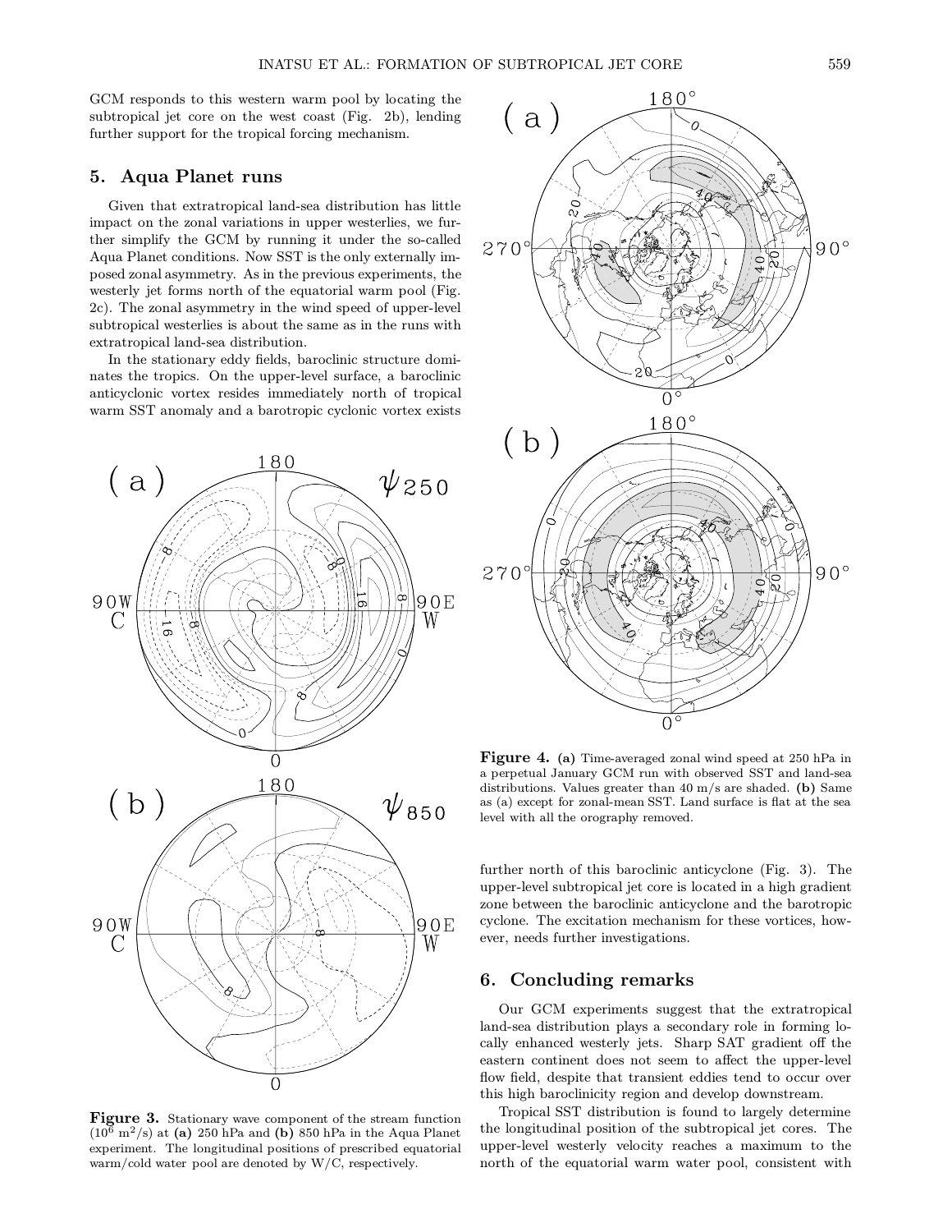GCM responds to this western warm pool by locating the subtropical jet core on the west coast (Fig. 2b), lending further support for the tropical forcing mechanism.

## 5. Aqua Planet runs

Given that extratropical land-sea distribution has little impact on the zonal variations in upper westerlies, we further simplify the GCM by running it under the so-called Aqua Planet conditions. Now SST is the only externally imposed zonal asymmetry. As in the previous experiments, the westerly jet forms north of the equatorial warm pool (Fig. 2c). The zonal asymmetry in the wind speed of upper-level subtropical westerlies is about the same as in the runs with extratropical land-sea distribution.

In the stationary eddy fields, baroclinic structure dominates the tropics. On the upper-level surface, a baroclinic anticyclonic vortex resides immediately north of tropical warm SST anomaly and a barotropic cyclonic vortex exists further north of this baroclinic anticyclone (Fig. 3). The upper-level subtropical jet core is located in a high gradient zone between the baroclinic anticyclone and the barotropic cyclone. The excitation mechanism for these vortices, however, needs further investigations.

**Figure 3.** Stationary wave component of the stream function ($10^6$ m$^2$/s) at **(a)** 250 hPa and **(b)** 850 hPa in the Aqua Planet experiment. The longitudinal positions of prescribed equatorial warm/cold water pool are denoted by W/C, respectively.

**Figure 4.** **(a)** Time-averaged zonal wind speed at 250 hPa in a perpetual January GCM run with observed SST and land-sea distributions. Values greater than 40 m/s are shaded. **(b)** Same as (a) except for zonal-mean SST. Land surface is flat at the sea level with all the orography removed.

## 6. Concluding remarks

Our GCM experiments suggest that the extratropical land-sea distribution plays a secondary role in forming locally enhanced westerly jets. Sharp SAT gradient off the eastern continent does not seem to affect the upper-level flow field, despite that transient eddies tend to occur over this high baroclinicity region and develop downstream.

Tropical SST distribution is found to largely determine the longitudinal position of the subtropical jet cores. The upper-level westerly velocity reaches a maximum to the north of the equatorial warm water pool, consistent with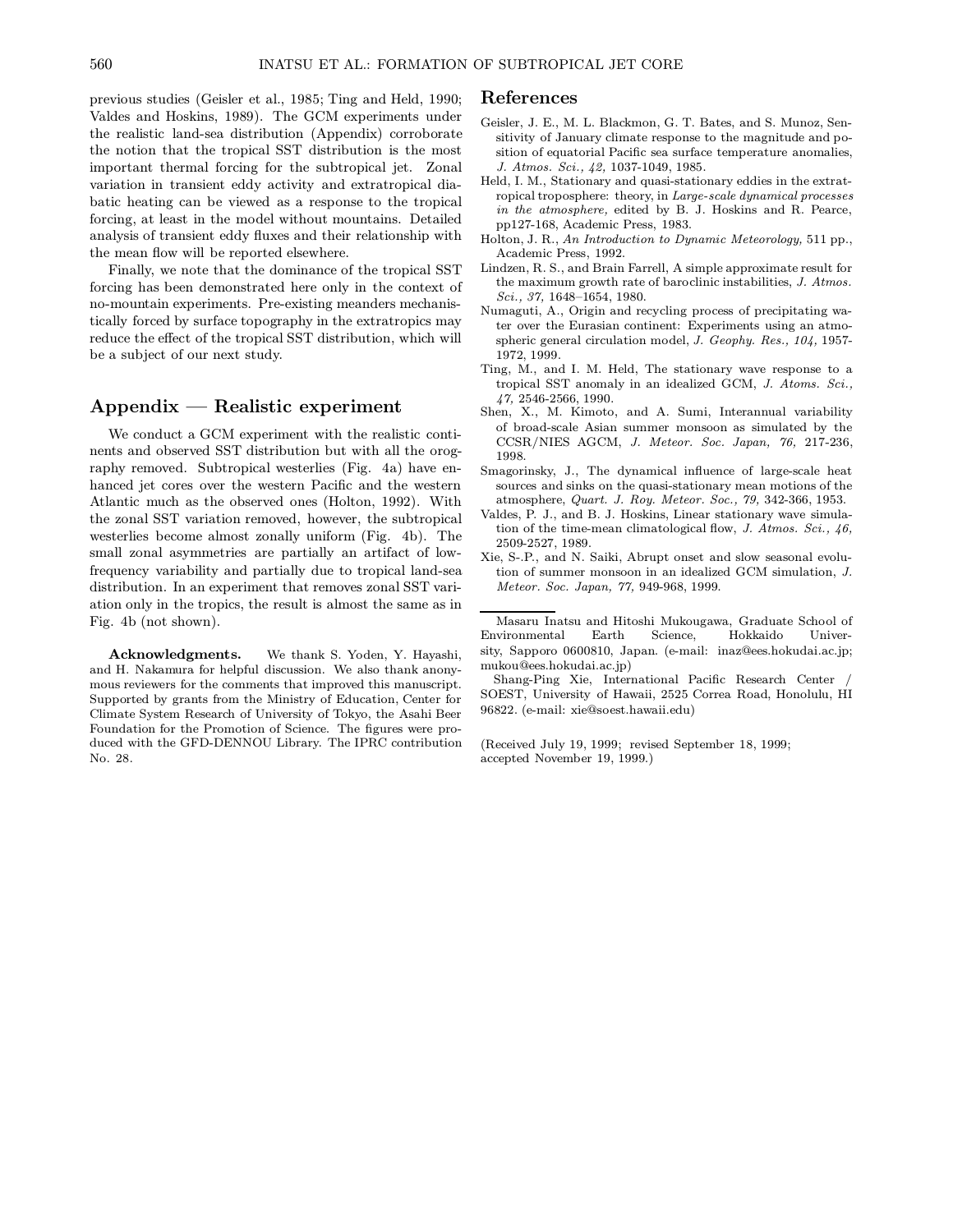previous studies (Geisler et al., 1985; Ting and Held, 1990; Valdes and Hoskins, 1989). The GCM experiments under the realistic land-sea distribution (Appendix) corroborate the notion that the tropical SST distribution is the most important thermal forcing for the subtropical jet. Zonal variation in transient eddy activity and extratropical diabatic heating can be viewed as a response to the tropical forcing, at least in the model without mountains. Detailed analysis of transient eddy fluxes and their relationship with the mean flow will be reported elsewhere.

Finally, we note that the dominance of the tropical SST forcing has been demonstrated here only in the context of no-mountain experiments. Pre-existing meanders mechanistically forced by surface topography in the extratropics may reduce the effect of the tropical SST distribution, which will be a subject of our next study.

## Appendix — Realistic experiment

We conduct a GCM experiment with the realistic continents and observed SST distribution but with all the orography removed. Subtropical westerlies (Fig. 4a) have enhanced jet cores over the western Pacific and the western Atlantic much as the observed ones (Holton, 1992). With the zonal SST variation removed, however, the subtropical westerlies become almost zonally uniform (Fig. 4b). The small zonal asymmetries are partially an artifact of low-frequency variability and partially due to tropical land-sea distribution. In an experiment that removes zonal SST variation only in the tropics, the result is almost the same as in Fig. 4b (not shown).

**Acknowledgments.** We thank S. Yoden, Y. Hayashi, and H. Nakamura for helpful discussion. We also thank anonymous reviewers for the comments that improved this manuscript. Supported by grants from the Ministry of Education, Center for Climate System Research of University of Tokyo, the Asahi Beer Foundation for the Promotion of Science. The figures were produced with the GFD-DENNOU Library. The IPRC contribution No. 28.

## References

Geisler, J. E., M. L. Blackmon, G. T. Bates, and S. Munoz, Sensitivity of January climate response to the magnitude and position of equatorial Pacific sea surface temperature anomalies, *J. Atmos. Sci., 42,* 1037-1049, 1985.

Held, I. M., Stationary and quasi-stationary eddies in the extratropical troposphere: theory, in *Large-scale dynamical processes in the atmosphere,* edited by B. J. Hoskins and R. Pearce, pp127-168, Academic Press, 1983.

Holton, J. R., *An Introduction to Dynamic Meteorology,* 511 pp., Academic Press, 1992.

Lindzen, R. S., and Brain Farrell, A simple approximate result for the maximum growth rate of baroclinic instabilities, *J. Atmos. Sci., 37,* 1648–1654, 1980.

Numaguti, A., Origin and recycling process of precipitating water over the Eurasian continent: Experiments using an atmospheric general circulation model, *J. Geophy. Res., 104,* 1957-1972, 1999.

Ting, M., and I. M. Held, The stationary wave response to a tropical SST anomaly in an idealized GCM, *J. Atoms. Sci., 47,* 2546-2566, 1990.

Shen, X., M. Kimoto, and A. Sumi, Interannual variability of broad-scale Asian summer monsoon as simulated by the CCSR/NIES AGCM, *J. Meteor. Soc. Japan, 76,* 217-236, 1998.

Smagorinsky, J., The dynamical influence of large-scale heat sources and sinks on the quasi-stationary mean motions of the atmosphere, *Quart. J. Roy. Meteor. Soc., 79,* 342-366, 1953.

Valdes, P. J., and B. J. Hoskins, Linear stationary wave simulation of the time-mean climatological flow, *J. Atmos. Sci., 46,* 2509-2527, 1989.

Xie, S-.P., and N. Saiki, Abrupt onset and slow seasonal evolution of summer monsoon in an idealized GCM simulation, *J. Meteor. Soc. Japan, 77,* 949-968, 1999.

---

Masaru Inatsu and Hitoshi Mukougawa, Graduate School of Environmental Earth Science, Hokkaido University, Sapporo 0600810, Japan. (e-mail: inaz@ees.hokudai.ac.jp; mukou@ees.hokudai.ac.jp)

Shang-Ping Xie, International Pacific Research Center / SOEST, University of Hawaii, 2525 Correa Road, Honolulu, HI 96822. (e-mail: xie@soest.hawaii.edu)

(Received July 19, 1999; revised September 18, 1999; accepted November 19, 1999.)